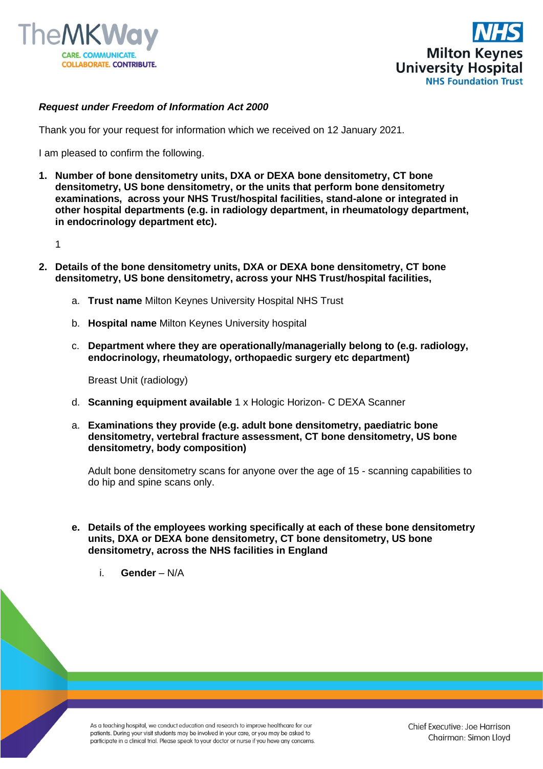***Request under Freedom of Information Act 2000***

Thank you for your request for information which we received on 12 January 2021.

I am pleased to confirm the following.

1. **Number of bone densitometry units, DXA or DEXA bone densitometry, CT bone densitometry, US bone densitometry, or the units that perform bone densitometry examinations, across your NHS Trust/hospital facilities, stand-alone or integrated in other hospital departments (e.g. in radiology department, in rheumatology department, in endocrinology department etc).**

   1

2. **Details of the bone densitometry units, DXA or DEXA bone densitometry, CT bone densitometry, US bone densitometry, across your NHS Trust/hospital facilities,**

   a. **Trust name** Milton Keynes University Hospital NHS Trust

   b. **Hospital name** Milton Keynes University hospital

   c. **Department where they are operationally/managerially belong to (e.g. radiology, endocrinology, rheumatology, orthopaedic surgery etc department)**

      Breast Unit (radiology)

   d. **Scanning equipment available** 1 x Hologic Horizon- C DEXA Scanner

   a. **Examinations they provide (e.g. adult bone densitometry, paediatric bone densitometry, vertebral fracture assessment, CT bone densitometry, US bone densitometry, body composition)**

      Adult bone densitometry scans for anyone over the age of 15 - scanning capabilities to do hip and spine scans only.

   **e. Details of the employees working specifically at each of these bone densitometry units, DXA or DEXA bone densitometry, CT bone densitometry, US bone densitometry, across the NHS facilities in England**

      i. **Gender** – N/A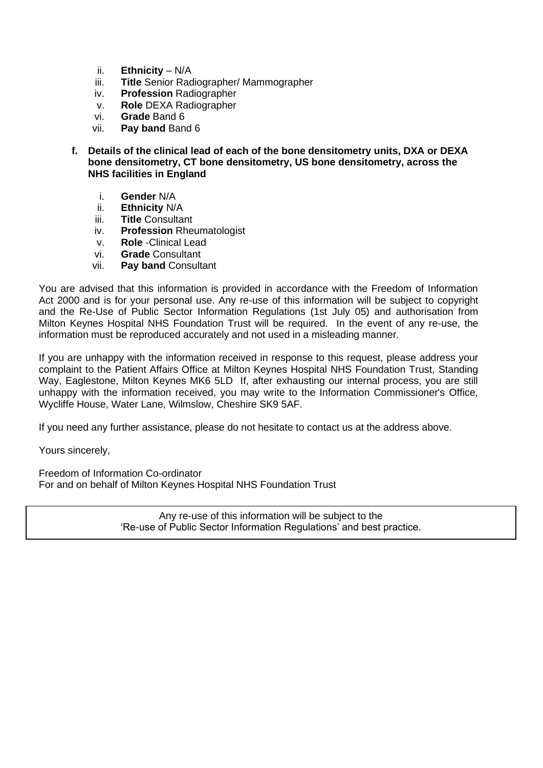ii. **Ethnicity** – N/A
iii. **Title** Senior Radiographer/ Mammographer
iv. **Profession** Radiographer
v. **Role** DEXA Radiographer
vi. **Grade** Band 6
vii. **Pay band** Band 6

**f. Details of the clinical lead of each of the bone densitometry units, DXA or DEXA bone densitometry, CT bone densitometry, US bone densitometry, across the NHS facilities in England**

i. **Gender** N/A
ii. **Ethnicity** N/A
iii. **Title** Consultant
iv. **Profession** Rheumatologist
v. **Role** -Clinical Lead
vi. **Grade** Consultant
vii. **Pay band** Consultant

You are advised that this information is provided in accordance with the Freedom of Information Act 2000 and is for your personal use. Any re-use of this information will be subject to copyright and the Re-Use of Public Sector Information Regulations (1st July 05) and authorisation from Milton Keynes Hospital NHS Foundation Trust will be required. In the event of any re-use, the information must be reproduced accurately and not used in a misleading manner.

If you are unhappy with the information received in response to this request, please address your complaint to the Patient Affairs Office at Milton Keynes Hospital NHS Foundation Trust, Standing Way, Eaglestone, Milton Keynes MK6 5LD If, after exhausting our internal process, you are still unhappy with the information received, you may write to the Information Commissioner's Office, Wycliffe House, Water Lane, Wilmslow, Cheshire SK9 5AF.

If you need any further assistance, please do not hesitate to contact us at the address above.

Yours sincerely,

Freedom of Information Co-ordinator
For and on behalf of Milton Keynes Hospital NHS Foundation Trust

Any re-use of this information will be subject to the
'Re-use of Public Sector Information Regulations' and best practice.